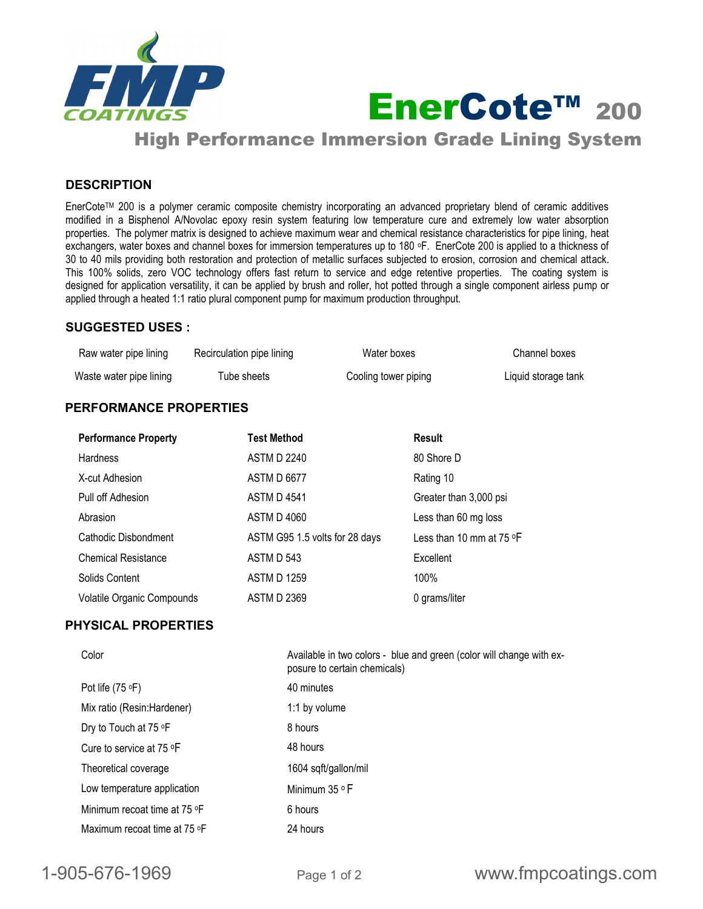FMP COATINGS

# EnerCote™ 200

## High Performance Immersion Grade Lining System

### DESCRIPTION

EnerCote™ 200 is a polymer ceramic composite chemistry incorporating an advanced proprietary blend of ceramic additives modified in a Bisphenol A/Novolac epoxy resin system featuring low temperature cure and extremely low water absorption properties. The polymer matrix is designed to achieve maximum wear and chemical resistance characteristics for pipe lining, heat exchangers, water boxes and channel boxes for immersion temperatures up to 180 °F. EnerCote 200 is applied to a thickness of 30 to 40 mils providing both restoration and protection of metallic surfaces subjected to erosion, corrosion and chemical attack. This 100% solids, zero VOC technology offers fast return to service and edge retentive properties. The coating system is designed for application versatility, it can be applied by brush and roller, hot potted through a single component airless pump or applied through a heated 1:1 ratio plural component pump for maximum production throughput.

### SUGGESTED USES :

| | | | |
|---|---|---|---|
| Raw water pipe lining | Recirculation pipe lining | Water boxes | Channel boxes |
| Waste water pipe lining | Tube sheets | Cooling tower piping | Liquid storage tank |

### PERFORMANCE PROPERTIES

| Performance Property | Test Method | Result |
|---|---|---|
| Hardness | ASTM D 2240 | 80 Shore D |
| X-cut Adhesion | ASTM D 6677 | Rating 10 |
| Pull off Adhesion | ASTM D 4541 | Greater than 3,000 psi |
| Abrasion | ASTM D 4060 | Less than 60 mg loss |
| Cathodic Disbondment | ASTM G95 1.5 volts for 28 days | Less than 10 mm at 75 °F |
| Chemical Resistance | ASTM D 543 | Excellent |
| Solids Content | ASTM D 1259 | 100% |
| Volatile Organic Compounds | ASTM D 2369 | 0 grams/liter |

### PHYSICAL PROPERTIES

| | |
|---|---|
| Color | Available in two colors - blue and green (color will change with exposure to certain chemicals) |
| Pot life (75 °F) | 40 minutes |
| Mix ratio (Resin:Hardener) | 1:1 by volume |
| Dry to Touch at 75 °F | 8 hours |
| Cure to service at 75 °F | 48 hours |
| Theoretical coverage | 1604 sqft/gallon/mil |
| Low temperature application | Minimum 35 °F |
| Minimum recoat time at 75 °F | 6 hours |
| Maximum recoat time at 75 °F | 24 hours |

1-905-676-1969 www.fmpcoatings.com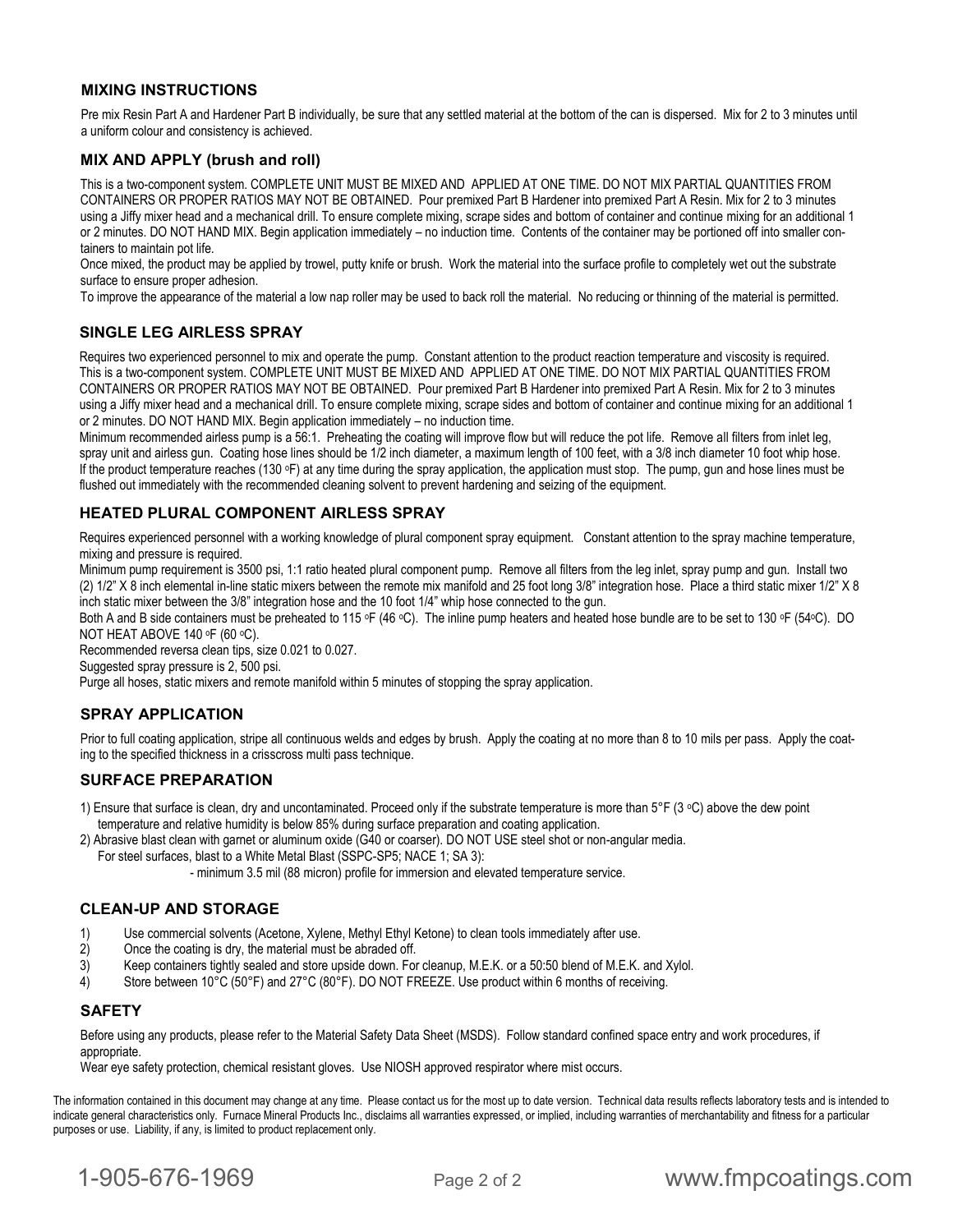## MIXING INSTRUCTIONS

Pre mix Resin Part A and Hardener Part B individually, be sure that any settled material at the bottom of the can is dispersed. Mix for 2 to 3 minutes until a uniform colour and consistency is achieved.

## MIX AND APPLY (brush and roll)

This is a two-component system. COMPLETE UNIT MUST BE MIXED AND APPLIED AT ONE TIME. DO NOT MIX PARTIAL QUANTITIES FROM CONTAINERS OR PROPER RATIOS MAY NOT BE OBTAINED. Pour premixed Part B Hardener into premixed Part A Resin. Mix for 2 to 3 minutes using a Jiffy mixer head and a mechanical drill. To ensure complete mixing, scrape sides and bottom of container and continue mixing for an additional 1 or 2 minutes. DO NOT HAND MIX. Begin application immediately – no induction time. Contents of the container may be portioned off into smaller containers to maintain pot life.

Once mixed, the product may be applied by trowel, putty knife or brush. Work the material into the surface profile to completely wet out the substrate surface to ensure proper adhesion.

To improve the appearance of the material a low nap roller may be used to back roll the material. No reducing or thinning of the material is permitted.

## SINGLE LEG AIRLESS SPRAY

Requires two experienced personnel to mix and operate the pump. Constant attention to the product reaction temperature and viscosity is required. This is a two-component system. COMPLETE UNIT MUST BE MIXED AND APPLIED AT ONE TIME. DO NOT MIX PARTIAL QUANTITIES FROM CONTAINERS OR PROPER RATIOS MAY NOT BE OBTAINED. Pour premixed Part B Hardener into premixed Part A Resin. Mix for 2 to 3 minutes using a Jiffy mixer head and a mechanical drill. To ensure complete mixing, scrape sides and bottom of container and continue mixing for an additional 1 or 2 minutes. DO NOT HAND MIX. Begin application immediately – no induction time.

Minimum recommended airless pump is a 56:1. Preheating the coating will improve flow but will reduce the pot life. Remove all filters from inlet leg, spray unit and airless gun. Coating hose lines should be 1/2 inch diameter, a maximum length of 100 feet, with a 3/8 inch diameter 10 foot whip hose. If the product temperature reaches (130 °F) at any time during the spray application, the application must stop. The pump, gun and hose lines must be flushed out immediately with the recommended cleaning solvent to prevent hardening and seizing of the equipment.

## HEATED PLURAL COMPONENT AIRLESS SPRAY

Requires experienced personnel with a working knowledge of plural component spray equipment. Constant attention to the spray machine temperature, mixing and pressure is required.

Minimum pump requirement is 3500 psi, 1:1 ratio heated plural component pump. Remove all filters from the leg inlet, spray pump and gun. Install two (2) 1/2" X 8 inch elemental in-line static mixers between the remote mix manifold and 25 foot long 3/8" integration hose. Place a third static mixer 1/2" X 8 inch static mixer between the 3/8" integration hose and the 10 foot 1/4" whip hose connected to the gun.

Both A and B side containers must be preheated to 115 °F (46 °C). The inline pump heaters and heated hose bundle are to be set to 130 °F (54°C). DO NOT HEAT ABOVE 140 °F (60 °C).

Recommended reversa clean tips, size 0.021 to 0.027.

Suggested spray pressure is 2, 500 psi.

Purge all hoses, static mixers and remote manifold within 5 minutes of stopping the spray application.

## SPRAY APPLICATION

Prior to full coating application, stripe all continuous welds and edges by brush. Apply the coating at no more than 8 to 10 mils per pass. Apply the coating to the specified thickness in a crisscross multi pass technique.

## SURFACE PREPARATION

1) Ensure that surface is clean, dry and uncontaminated. Proceed only if the substrate temperature is more than 5°F (3 °C) above the dew point temperature and relative humidity is below 85% during surface preparation and coating application.
2) Abrasive blast clean with garnet or aluminum oxide (G40 or coarser). DO NOT USE steel shot or non-angular media.
   For steel surfaces, blast to a White Metal Blast (SSPC-SP5; NACE 1; SA 3):
   - minimum 3.5 mil (88 micron) profile for immersion and elevated temperature service.

## CLEAN-UP AND STORAGE

1) Use commercial solvents (Acetone, Xylene, Methyl Ethyl Ketone) to clean tools immediately after use.
2) Once the coating is dry, the material must be abraded off.
3) Keep containers tightly sealed and store upside down. For cleanup, M.E.K. or a 50:50 blend of M.E.K. and Xylol.
4) Store between 10°C (50°F) and 27°C (80°F). DO NOT FREEZE. Use product within 6 months of receiving.

## SAFETY

Before using any products, please refer to the Material Safety Data Sheet (MSDS). Follow standard confined space entry and work procedures, if appropriate.

Wear eye safety protection, chemical resistant gloves. Use NIOSH approved respirator where mist occurs.

The information contained in this document may change at any time. Please contact us for the most up to date version. Technical data results reflects laboratory tests and is intended to indicate general characteristics only. Furnace Mineral Products Inc., disclaims all warranties expressed, or implied, including warranties of merchantability and fitness for a particular purposes or use. Liability, if any, is limited to product replacement only.

1-905-676-1969 www.fmpcoatings.com